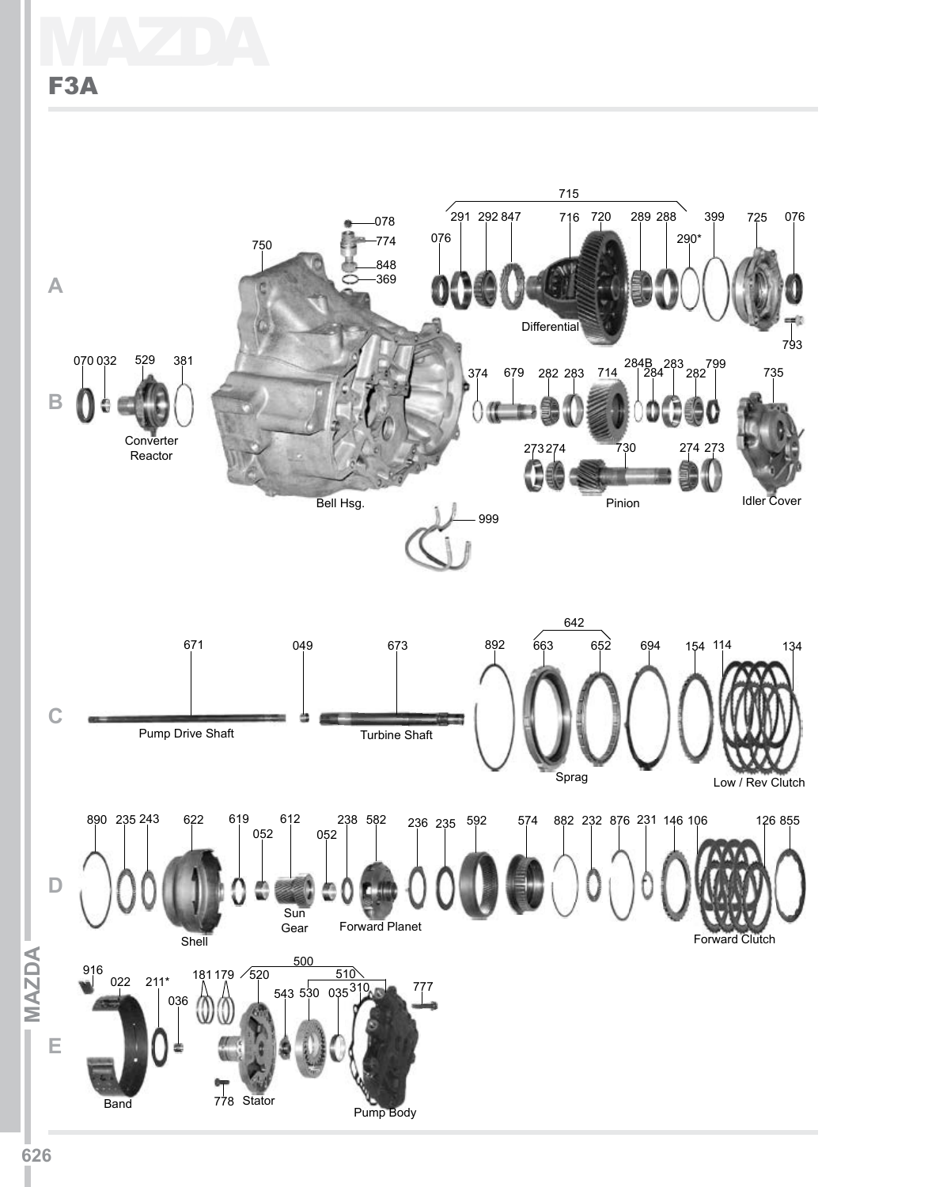# MAZDA

## F3A

**A**

715

076 291 292 847 716 720 289 288 290* 399 725 076

078 774 848 369

750

Differential

793

**B**

070 032 529 381

Converter Reactor

374 679 282 283 714 284B 284 283 282 799 735

273 274 730 274 273

Pinion

Idler Cover

Bell Hsg.

999

**C**

671 049 673

Pump Drive Shaft

Turbine Shaft

642

892 663 652 694 154 114 134

Sprag

Low / Rev Clutch

**D**

890 235 243 622 619 052 612 052 238 582 236 235 592 574 882 232 876 231 146 106 126 855

Shell

Sun Gear

Forward Planet

Forward Clutch

**E**

916 022 211* 036

Band

181 179

500

520 510

543 530 035 310

777

778 Stator

Pump Body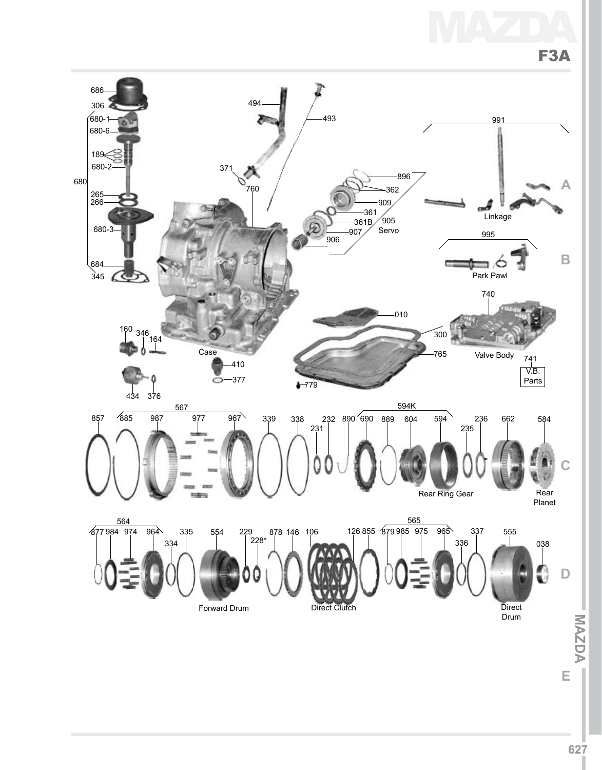# MAZDA F3A

686
306
680-1
680-6
189
680-2
680
265
266
680-3
684
345

494
493
371
760

896
362
909
361
361B
907
906
905 Servo

991
Linkage

995
Park Pawl

160
346
164
434
376
Case
410
377

010
300
765
779

740
Valve Body
741 V.B. Parts

567
857 885 987 977 967 339 338 231 232 890

594K
690 889 604 594 235 236 662 584

Rear Ring Gear
Rear Planet

564
877 984 974 964 334 335 554 229 228* 878 146 106 126 855

565
879 985 975 965 336 337 555 038

Forward Drum
Direct Clutch
Direct Drum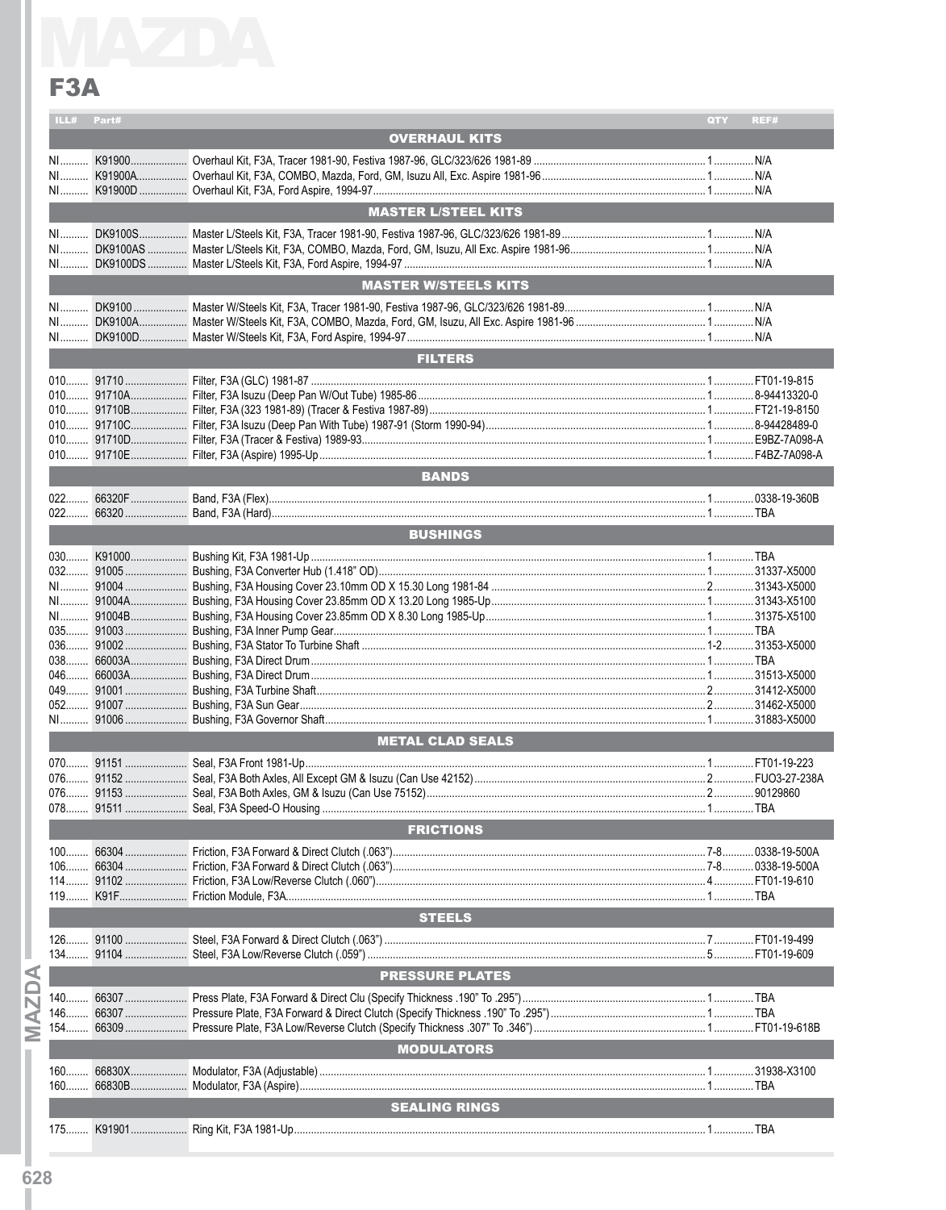# MAZDA

## F3A

| ILL# | Part# | | QTY | REF# |
|---|---|---|---|---|
| | | **OVERHAUL KITS** | | |
| NI | K91900 | Overhaul Kit, F3A, Tracer 1981-90, Festiva 1987-96, GLC/323/626 1981-89 | 1 | N/A |
| NI | K91900A | Overhaul Kit, F3A, COMBO, Mazda, Ford, GM, Isuzu All, Exc. Aspire 1981-96 | 1 | N/A |
| NI | K91900D | Overhaul Kit, F3A, Ford Aspire, 1994-97 | 1 | N/A |
| | | **MASTER L/STEEL KITS** | | |
| NI | DK9100S | Master L/Steels Kit, F3A, Tracer 1981-90, Festiva 1987-96, GLC/323/626 1981-89 | 1 | N/A |
| NI | DK9100AS | Master L/Steels Kit, F3A, COMBO, Mazda, Ford, GM, Isuzu, All Exc. Aspire 1981-96 | 1 | N/A |
| NI | DK9100DS | Master L/Steels Kit, F3A, Ford Aspire, 1994-97 | 1 | N/A |
| | | **MASTER W/STEELS KITS** | | |
| NI | DK9100 | Master W/Steels Kit, F3A, Tracer 1981-90, Festiva 1987-96, GLC/323/626 1981-89 | 1 | N/A |
| NI | DK9100A | Master W/Steels Kit, F3A, COMBO, Mazda, Ford, GM, Isuzu, All Exc. Aspire 1981-96 | 1 | N/A |
| NI | DK9100D | Master W/Steels Kit, F3A, Ford Aspire, 1994-97 | 1 | N/A |
| | | **FILTERS** | | |
| 010 | 91710 | Filter, F3A (GLC) 1981-87 | 1 | FT01-19-815 |
| 010 | 91710A | Filter, F3A Isuzu (Deep Pan W/Out Tube) 1985-86 | 1 | 8-94413320-0 |
| 010 | 91710B | Filter, F3A (323 1981-89) (Tracer & Festiva 1987-89) | 1 | FT21-19-8150 |
| 010 | 91710C | Filter, F3A Isuzu (Deep Pan With Tube) 1987-91 (Storm 1990-94) | 1 | 8-94428489-0 |
| 010 | 91710D | Filter, F3A (Tracer & Festiva) 1989-93 | 1 | E9BZ-7A098-A |
| 010 | 91710E | Filter, F3A (Aspire) 1995-Up | 1 | F4BZ-7A098-A |
| | | **BANDS** | | |
| 022 | 66320F | Band, F3A (Flex) | 1 | 0338-19-360B |
| 022 | 66320 | Band, F3A (Hard) | 1 | TBA |
| | | **BUSHINGS** | | |
| 030 | K91000 | Bushing Kit, F3A 1981-Up | 1 | TBA |
| 032 | 91005 | Bushing, F3A Converter Hub (1.418" OD) | 1 | 31337-X5000 |
| NI | 91004 | Bushing, F3A Housing Cover 23.10mm OD X 15.30 Long 1981-84 | 2 | 31343-X5000 |
| NI | 91004A | Bushing, F3A Housing Cover 23.85mm OD X 13.20 Long 1985-Up | 1 | 31343-X5100 |
| NI | 91004B | Bushing, F3A Housing Cover 23.85mm OD X 8.30 Long 1985-Up | 1 | 31375-X5100 |
| 035 | 91003 | Bushing, F3A Inner Pump Gear | 1 | TBA |
| 036 | 91002 | Bushing, F3A Stator To Turbine Shaft | 1-2 | 31353-X5000 |
| 038 | 66003A | Bushing, F3A Direct Drum | 1 | TBA |
| 046 | 66003A | Bushing, F3A Direct Drum | 1 | 31513-X5000 |
| 049 | 91001 | Bushing, F3A Turbine Shaft | 2 | 31412-X5000 |
| 052 | 91007 | Bushing, F3A Sun Gear | 2 | 31462-X5000 |
| NI | 91006 | Bushing, F3A Governor Shaft | 1 | 31883-X5000 |
| | | **METAL CLAD SEALS** | | |
| 070 | 91151 | Seal, F3A Front 1981-Up | 1 | FT01-19-223 |
| 076 | 91152 | Seal, F3A Both Axles, All Except GM & Isuzu (Can Use 42152) | 2 | FUO3-27-238A |
| 076 | 91153 | Seal, F3A Both Axles, GM & Isuzu (Can Use 75152) | 2 | 90129860 |
| 078 | 91511 | Seal, F3A Speed-O Housing | 1 | TBA |
| | | **FRICTIONS** | | |
| 100 | 66304 | Friction, F3A Forward & Direct Clutch (.063") | 7-8 | 0338-19-500A |
| 106 | 66304 | Friction, F3A Forward & Direct Clutch (.063") | 7-8 | 0338-19-500A |
| 114 | 91102 | Friction, F3A Low/Reverse Clutch (.060") | 4 | FT01-19-610 |
| 119 | K91F | Friction Module, F3A | 1 | TBA |
| | | **STEELS** | | |
| 126 | 91100 | Steel, F3A Forward & Direct Clutch (.063") | 7 | FT01-19-499 |
| 134 | 91104 | Steel, F3A Low/Reverse Clutch (.059") | 5 | FT01-19-609 |
| | | **PRESSURE PLATES** | | |
| 140 | 66307 | Press Plate, F3A Forward & Direct Clu (Specify Thickness .190" To .295") | 1 | TBA |
| 146 | 66307 | Pressure Plate, F3A Forward & Direct Clutch (Specify Thickness .190" To .295") | 1 | TBA |
| 154 | 66309 | Pressure Plate, F3A Low/Reverse Clutch (Specify Thickness .307" To .346") | 1 | FT01-19-618B |
| | | **MODULATORS** | | |
| 160 | 66830X | Modulator, F3A (Adjustable) | 1 | 31938-X3100 |
| 160 | 66830B | Modulator, F3A (Aspire) | 1 | TBA |
| | | **SEALING RINGS** | | |
| 175 | K91901 | Ring Kit, F3A 1981-Up | 1 | TBA |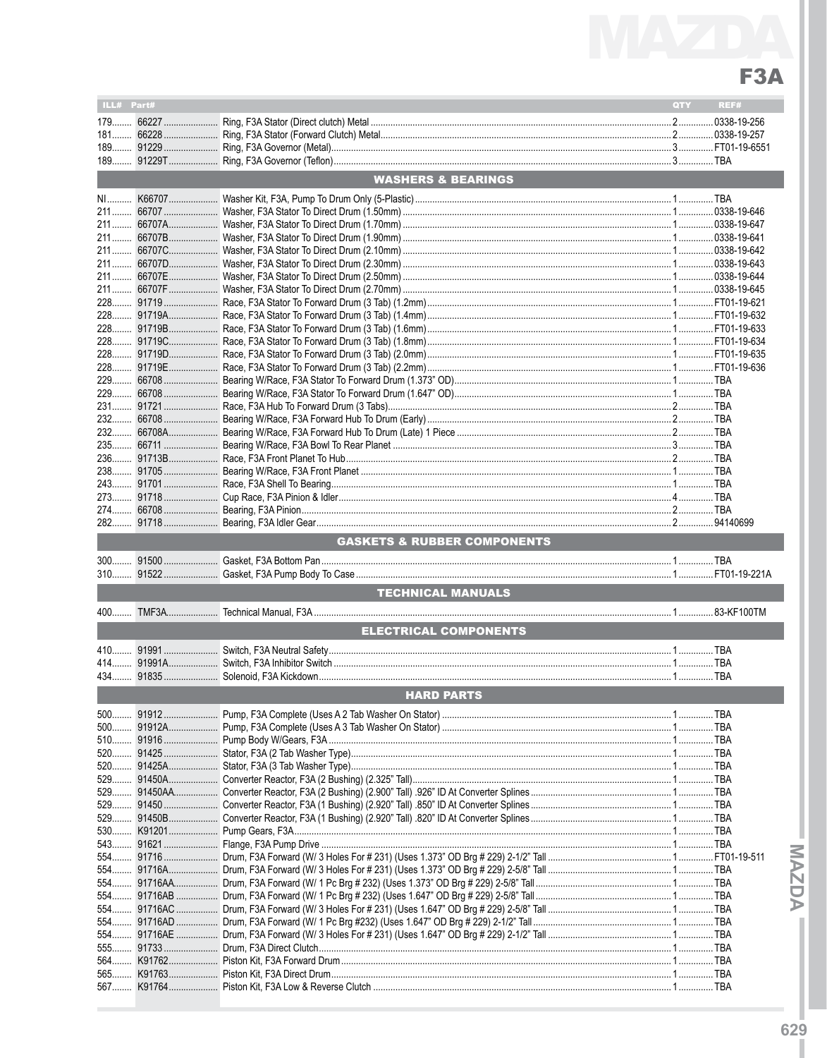# MAZDA

## F3A

| ILL# | Part# | | QTY | REF# |
|---|---|---|---|---|
| 179 | 66227 | Ring, F3A Stator (Direct clutch) Metal | 2 | 0338-19-256 |
| 181 | 66228 | Ring, F3A Stator (Forward Clutch) Metal | 2 | 0338-19-257 |
| 189 | 91229 | Ring, F3A Governor (Metal) | 3 | FT01-19-6551 |
| 189 | 91229T | Ring, F3A Governor (Teflon) | 3 | TBA |
| | | **WASHERS & BEARINGS** | | |
| NI | K66707 | Washer Kit, F3A, Pump To Drum Only (5-Plastic) | 1 | TBA |
| 211 | 66707 | Washer, F3A Stator To Direct Drum (1.50mm) | 1 | 0338-19-646 |
| 211 | 66707A | Washer, F3A Stator To Direct Drum (1.70mm) | 1 | 0338-19-647 |
| 211 | 66707B | Washer, F3A Stator To Direct Drum (1.90mm) | 1 | 0338-19-641 |
| 211 | 66707C | Washer, F3A Stator To Direct Drum (2.10mm) | 1 | 0338-19-642 |
| 211 | 66707D | Washer, F3A Stator To Direct Drum (2.30mm) | 1 | 0338-19-643 |
| 211 | 66707E | Washer, F3A Stator To Direct Drum (2.50mm) | 1 | 0338-19-644 |
| 211 | 66707F | Washer, F3A Stator To Direct Drum (2.70mm) | 1 | 0338-19-645 |
| 228 | 91719 | Race, F3A Stator To Forward Drum (3 Tab) (1.2mm) | 1 | FT01-19-621 |
| 228 | 91719A | Race, F3A Stator To Forward Drum (3 Tab) (1.4mm) | 1 | FT01-19-632 |
| 228 | 91719B | Race, F3A Stator To Forward Drum (3 Tab) (1.6mm) | 1 | FT01-19-633 |
| 228 | 91719C | Race, F3A Stator To Forward Drum (3 Tab) (1.8mm) | 1 | FT01-19-634 |
| 228 | 91719D | Race, F3A Stator To Forward Drum (3 Tab) (2.0mm) | 1 | FT01-19-635 |
| 228 | 91719E | Race, F3A Stator To Forward Drum (3 Tab) (2.2mm) | 1 | FT01-19-636 |
| 229 | 66708 | Bearing W/Race, F3A Stator To Forward Drum (1.373" OD) | 1 | TBA |
| 229 | 66708 | Bearing W/Race, F3A Stator To Forward Drum (1.647" OD) | 1 | TBA |
| 231 | 91721 | Race, F3A Hub To Forward Drum (3 Tabs) | 2 | TBA |
| 232 | 66708 | Bearing W/Race, F3A Forward Hub To Drum (Early) | 2 | TBA |
| 232 | 66708A | Bearing W/Race, F3A Forward Hub To Drum (Late) 1 Piece | 2 | TBA |
| 235 | 66711 | Bearing W/Race, F3A Bowl To Rear Planet | 3 | TBA |
| 236 | 91713B | Race, F3A Front Planet To Hub | 2 | TBA |
| 238 | 91705 | Bearing W/Race, F3A Front Planet | 1 | TBA |
| 243 | 91701 | Race, F3A Shell To Bearing | 1 | TBA |
| 273 | 91718 | Cup Race, F3A Pinion & Idler | 4 | TBA |
| 274 | 66708 | Bearing, F3A Pinion | 2 | TBA |
| 282 | 91718 | Bearing, F3A Idler Gear | 2 | 94140699 |
| | | **GASKETS & RUBBER COMPONENTS** | | |
| 300 | 91500 | Gasket, F3A Bottom Pan | 1 | TBA |
| 310 | 91522 | Gasket, F3A Pump Body To Case | 1 | FT01-19-221A |
| | | **TECHNICAL MANUALS** | | |
| 400 | TMF3A | Technical Manual, F3A | 1 | 83-KF100TM |
| | | **ELECTRICAL COMPONENTS** | | |
| 410 | 91991 | Switch, F3A Neutral Safety | 1 | TBA |
| 414 | 91991A | Switch, F3A Inhibitor Switch | 1 | TBA |
| 434 | 91835 | Solenoid, F3A Kickdown | 1 | TBA |
| | | **HARD PARTS** | | |
| 500 | 91912 | Pump, F3A Complete (Uses A 2 Tab Washer On Stator) | 1 | TBA |
| 500 | 91912A | Pump, F3A Complete (Uses A 3 Tab Washer On Stator) | 1 | TBA |
| 510 | 91916 | Pump Body W/Gears, F3A | 1 | TBA |
| 520 | 91425 | Stator, F3A (2 Tab Washer Type) | 1 | TBA |
| 520 | 91425A | Stator, F3A (3 Tab Washer Type) | 1 | TBA |
| 529 | 91450A | Converter Reactor, F3A (2 Bushing) (2.325" Tall) | 1 | TBA |
| 529 | 91450AA | Converter Reactor, F3A (2 Bushing) (2.900" Tall) .926" ID At Converter Splines | 1 | TBA |
| 529 | 91450 | Converter Reactor, F3A (1 Bushing) (2.920" Tall) .850" ID At Converter Splines | 1 | TBA |
| 529 | 91450B | Converter Reactor, F3A (1 Bushing) (2.920" Tall) .820" ID At Converter Splines | 1 | TBA |
| 530 | K91201 | Pump Gears, F3A | 1 | TBA |
| 543 | 91621 | Flange, F3A Pump Drive | 1 | TBA |
| 554 | 91716 | Drum, F3A Forward (W/ 3 Holes For # 231) (Uses 1.373" OD Brg # 229) 2-1/2" Tall | 1 | FT01-19-511 |
| 554 | 91716A | Drum, F3A Forward (W/ 3 Holes For # 231) (Uses 1.373" OD Brg # 229) 2-5/8" Tall | 1 | TBA |
| 554 | 91716AA | Drum, F3A Forward (W/ 1 Pc Brg # 232) (Uses 1.373" OD Brg # 229) 2-5/8" Tall | 1 | TBA |
| 554 | 91716AB | Drum, F3A Forward (W/ 1 Pc Brg # 232) (Uses 1.647" OD Brg # 229) 2-5/8" Tall | 1 | TBA |
| 554 | 91716AC | Drum, F3A Forward (W/ 3 Holes For # 231) (Uses 1.647" OD Brg # 229) 2-5/8" Tall | 1 | TBA |
| 554 | 91716AD | Drum, F3A Forward (W/ 1 Pc Brg #232) (Uses 1.647" OD Brg # 229) 2-1/2" Tall | 1 | TBA |
| 554 | 91716AE | Drum, F3A Forward (W/ 3 Holes For # 231) (Uses 1.647" OD Brg # 229) 2-1/2" Tall | 1 | TBA |
| 555 | 91733 | Drum, F3A Direct Clutch | 1 | TBA |
| 564 | K91762 | Piston Kit, F3A Forward Drum | 1 | TBA |
| 565 | K91763 | Piston Kit, F3A Direct Drum | 1 | TBA |
| 567 | K91764 | Piston Kit, F3A Low & Reverse Clutch | 1 | TBA |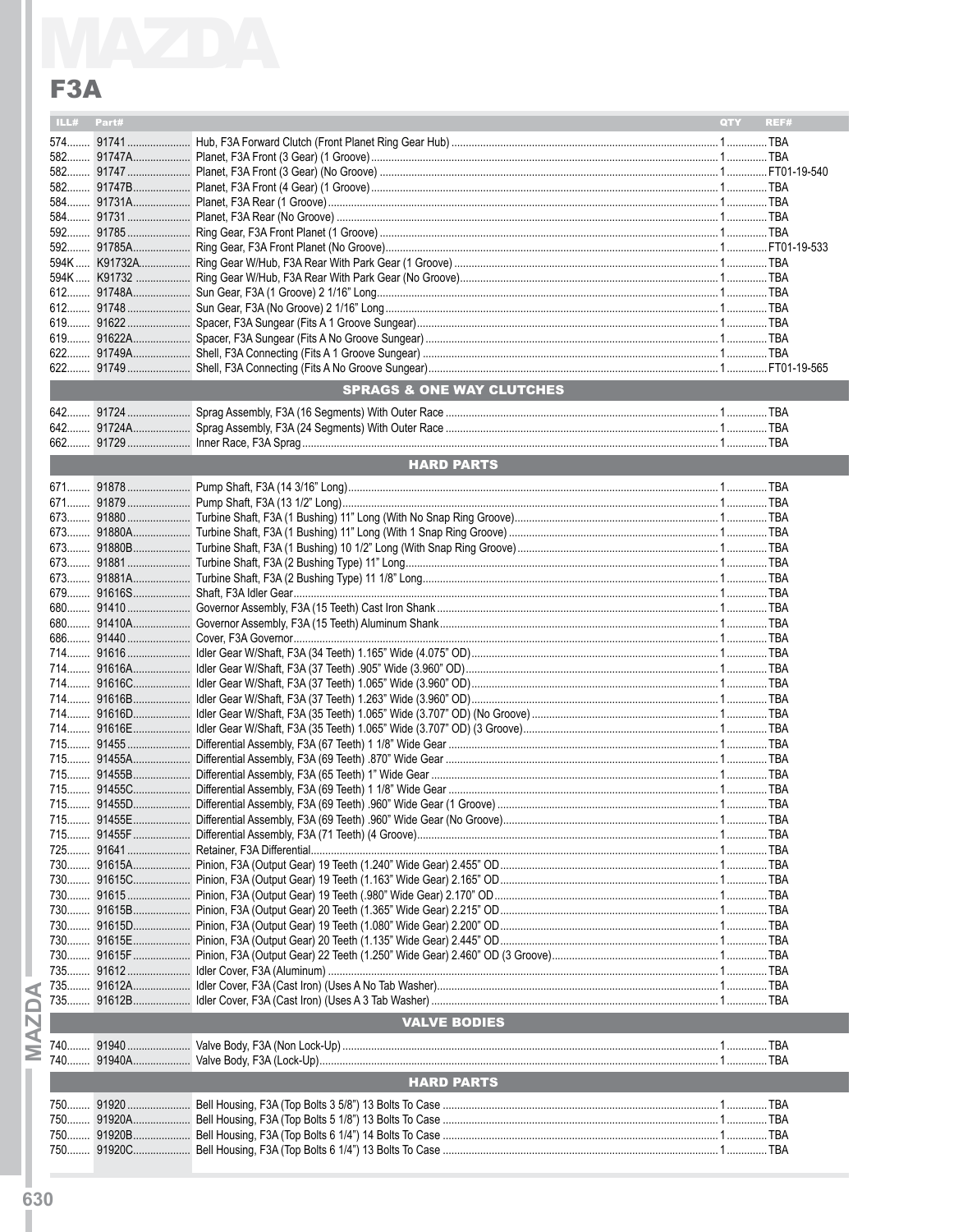# MAZDA

## F3A

| ILL# | Part# | | QTY | REF# |
|---|---|---|---|---|
| 574 | 91741 | Hub, F3A Forward Clutch (Front Planet Ring Gear Hub) | 1 | TBA |
| 582 | 91747A | Planet, F3A Front (3 Gear) (1 Groove) | 1 | TBA |
| 582 | 91747 | Planet, F3A Front (3 Gear) (No Groove) | 1 | FT01-19-540 |
| 582 | 91747B | Planet, F3A Front (4 Gear) (1 Groove) | 1 | TBA |
| 584 | 91731A | Planet, F3A Rear (1 Groove) | 1 | TBA |
| 584 | 91731 | Planet, F3A Rear (No Groove) | 1 | TBA |
| 592 | 91785 | Ring Gear, F3A Front Planet (1 Groove) | 1 | TBA |
| 592 | 91785A | Ring Gear, F3A Front Planet (No Groove) | 1 | FT01-19-533 |
| 594K | K91732A | Ring Gear W/Hub, F3A Rear With Park Gear (1 Groove) | 1 | TBA |
| 594K | K91732 | Ring Gear W/Hub, F3A Rear With Park Gear (No Groove) | 1 | TBA |
| 612 | 91748A | Sun Gear, F3A (1 Groove) 2 1/16" Long | 1 | TBA |
| 612 | 91748 | Sun Gear, F3A (No Groove) 2 1/16" Long | 1 | TBA |
| 619 | 91622 | Spacer, F3A Sungear (Fits A 1 Groove Sungear) | 1 | TBA |
| 619 | 91622A | Spacer, F3A Sungear (Fits A No Groove Sungear) | 1 | TBA |
| 622 | 91749A | Shell, F3A Connecting (Fits A 1 Groove Sungear) | 1 | TBA |
| 622 | 91749 | Shell, F3A Connecting (Fits A No Groove Sungear) | 1 | FT01-19-565 |
| | | **SPRAGS & ONE WAY CLUTCHES** | | |
| 642 | 91724 | Sprag Assembly, F3A (16 Segments) With Outer Race | 1 | TBA |
| 642 | 91724A | Sprag Assembly, F3A (24 Segments) With Outer Race | 1 | TBA |
| 662 | 91729 | Inner Race, F3A Sprag | 1 | TBA |
| | | **HARD PARTS** | | |
| 671 | 91878 | Pump Shaft, F3A (14 3/16" Long) | 1 | TBA |
| 671 | 91879 | Pump Shaft, F3A (13 1/2" Long) | 1 | TBA |
| 673 | 91880 | Turbine Shaft, F3A (1 Bushing) 11" Long (With No Snap Ring Groove) | 1 | TBA |
| 673 | 91880A | Turbine Shaft, F3A (1 Bushing) 11" Long (With 1 Snap Ring Groove) | 1 | TBA |
| 673 | 91880B | Turbine Shaft, F3A (1 Bushing) 10 1/2" Long (With Snap Ring Groove) | 1 | TBA |
| 673 | 91881 | Turbine Shaft, F3A (2 Bushing Type) 11" Long | 1 | TBA |
| 673 | 91881A | Turbine Shaft, F3A (2 Bushing Type) 11 1/8" Long | 1 | TBA |
| 679 | 91616S | Shaft, F3A Idler Gear | 1 | TBA |
| 680 | 91410 | Governor Assembly, F3A (15 Teeth) Cast Iron Shank | 1 | TBA |
| 680 | 91410A | Governor Assembly, F3A (15 Teeth) Aluminum Shank | 1 | TBA |
| 686 | 91440 | Cover, F3A Governor | 1 | TBA |
| 714 | 91616 | Idler Gear W/Shaft, F3A (34 Teeth) 1.165" Wide (4.075" OD) | 1 | TBA |
| 714 | 91616A | Idler Gear W/Shaft, F3A (37 Teeth) .905" Wide (3.960" OD) | 1 | TBA |
| 714 | 91616C | Idler Gear W/Shaft, F3A (37 Teeth) 1.065" Wide (3.960" OD) | 1 | TBA |
| 714 | 91616B | Idler Gear W/Shaft, F3A (37 Teeth) 1.263" Wide (3.960" OD) | 1 | TBA |
| 714 | 91616D | Idler Gear W/Shaft, F3A (35 Teeth) 1.065" Wide (3.707" OD) (No Groove) | 1 | TBA |
| 714 | 91616E | Idler Gear W/Shaft, F3A (35 Teeth) 1.065" Wide (3.707" OD) (3 Groove) | 1 | TBA |
| 715 | 91455 | Differential Assembly, F3A (67 Teeth) 1 1/8" Wide Gear | 1 | TBA |
| 715 | 91455A | Differential Assembly, F3A (69 Teeth) .870" Wide Gear | 1 | TBA |
| 715 | 91455B | Differential Assembly, F3A (65 Teeth) 1" Wide Gear | 1 | TBA |
| 715 | 91455C | Differential Assembly, F3A (69 Teeth) 1 1/8" Wide Gear | 1 | TBA |
| 715 | 91455D | Differential Assembly, F3A (69 Teeth) .960" Wide Gear (1 Groove) | 1 | TBA |
| 715 | 91455E | Differential Assembly, F3A (69 Teeth) .960" Wide Gear (No Groove) | 1 | TBA |
| 715 | 91455F | Differential Assembly, F3A (71 Teeth) (4 Groove) | 1 | TBA |
| 725 | 91641 | Retainer, F3A Differential | 1 | TBA |
| 730 | 91615A | Pinion, F3A (Output Gear) 19 Teeth (1.240" Wide Gear) 2.455" OD | 1 | TBA |
| 730 | 91615C | Pinion, F3A (Output Gear) 19 Teeth (1.163" Wide Gear) 2.165" OD | 1 | TBA |
| 730 | 91615 | Pinion, F3A (Output Gear) 19 Teeth (.980" Wide Gear) 2.170" OD | 1 | TBA |
| 730 | 91615B | Pinion, F3A (Output Gear) 20 Teeth (1.365" Wide Gear) 2.215" OD | 1 | TBA |
| 730 | 91615D | Pinion, F3A (Output Gear) 19 Teeth (1.080" Wide Gear) 2.200" OD | 1 | TBA |
| 730 | 91615E | Pinion, F3A (Output Gear) 20 Teeth (1.135" Wide Gear) 2.445" OD | 1 | TBA |
| 730 | 91615F | Pinion, F3A (Output Gear) 22 Teeth (1.250" Wide Gear) 2.460" OD (3 Groove) | 1 | TBA |
| 735 | 91612 | Idler Cover, F3A (Aluminum) | 1 | TBA |
| 735 | 91612A | Idler Cover, F3A (Cast Iron) (Uses A No Tab Washer) | 1 | TBA |
| 735 | 91612B | Idler Cover, F3A (Cast Iron) (Uses A 3 Tab Washer) | 1 | TBA |
| | | **VALVE BODIES** | | |
| 740 | 91940 | Valve Body, F3A (Non Lock-Up) | 1 | TBA |
| 740 | 91940A | Valve Body, F3A (Lock-Up) | 1 | TBA |
| | | **HARD PARTS** | | |
| 750 | 91920 | Bell Housing, F3A (Top Bolts 3 5/8") 13 Bolts To Case | 1 | TBA |
| 750 | 91920A | Bell Housing, F3A (Top Bolts 5 1/8") 13 Bolts To Case | 1 | TBA |
| 750 | 91920B | Bell Housing, F3A (Top Bolts 6 1/4") 14 Bolts To Case | 1 | TBA |
| 750 | 91920C | Bell Housing, F3A (Top Bolts 6 1/4") 13 Bolts To Case | 1 | TBA |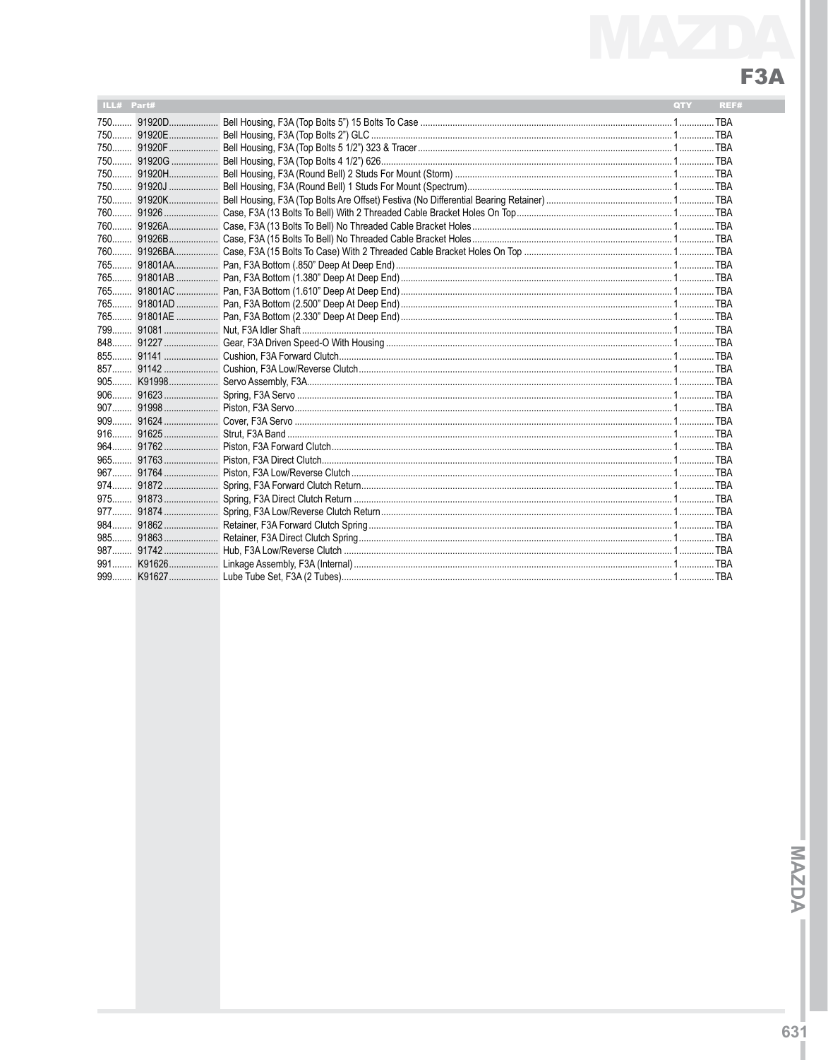# MAZDA

## F3A

| ILL# | Part# | | QTY | REF# |
|---|---|---|---|---|
| 750 | 91920D | Bell Housing, F3A (Top Bolts 5") 15 Bolts To Case | 1 | TBA |
| 750 | 91920E | Bell Housing, F3A (Top Bolts 2") GLC | 1 | TBA |
| 750 | 91920F | Bell Housing, F3A (Top Bolts 5 1/2") 323 & Tracer | 1 | TBA |
| 750 | 91920G | Bell Housing, F3A (Top Bolts 4 1/2") 626 | 1 | TBA |
| 750 | 91920H | Bell Housing, F3A (Round Bell) 2 Studs For Mount (Storm) | 1 | TBA |
| 750 | 91920J | Bell Housing, F3A (Round Bell) 1 Studs For Mount (Spectrum) | 1 | TBA |
| 750 | 91920K | Bell Housing, F3A (Top Bolts Are Offset) Festiva (No Differential Bearing Retainer) | 1 | TBA |
| 760 | 91926 | Case, F3A (13 Bolts To Bell) With 2 Threaded Cable Bracket Holes On Top | 1 | TBA |
| 760 | 91926A | Case, F3A (13 Bolts To Bell) No Threaded Cable Bracket Holes | 1 | TBA |
| 760 | 91926B | Case, F3A (15 Bolts To Bell) No Threaded Cable Bracket Holes | 1 | TBA |
| 760 | 91926BA | Case, F3A (15 Bolts To Case) With 2 Threaded Cable Bracket Holes On Top | 1 | TBA |
| 765 | 91801AA | Pan, F3A Bottom (.850" Deep At Deep End) | 1 | TBA |
| 765 | 91801AB | Pan, F3A Bottom (1.380" Deep At Deep End) | 1 | TBA |
| 765 | 91801AC | Pan, F3A Bottom (1.610" Deep At Deep End) | 1 | TBA |
| 765 | 91801AD | Pan, F3A Bottom (2.500" Deep At Deep End) | 1 | TBA |
| 765 | 91801AE | Pan, F3A Bottom (2.330" Deep At Deep End) | 1 | TBA |
| 799 | 91081 | Nut, F3A Idler Shaft | 1 | TBA |
| 848 | 91227 | Gear, F3A Driven Speed-O With Housing | 1 | TBA |
| 855 | 91141 | Cushion, F3A Forward Clutch | 1 | TBA |
| 857 | 91142 | Cushion, F3A Low/Reverse Clutch | 1 | TBA |
| 905 | K91998 | Servo Assembly, F3A | 1 | TBA |
| 906 | 91623 | Spring, F3A Servo | 1 | TBA |
| 907 | 91998 | Piston, F3A Servo | 1 | TBA |
| 909 | 91624 | Cover, F3A Servo | 1 | TBA |
| 916 | 91625 | Strut, F3A Band | 1 | TBA |
| 964 | 91762 | Piston, F3A Forward Clutch | 1 | TBA |
| 965 | 91763 | Piston, F3A Direct Clutch | 1 | TBA |
| 967 | 91764 | Piston, F3A Low/Reverse Clutch | 1 | TBA |
| 974 | 91872 | Spring, F3A Forward Clutch Return | 1 | TBA |
| 975 | 91873 | Spring, F3A Direct Clutch Return | 1 | TBA |
| 977 | 91874 | Spring, F3A Low/Reverse Clutch Return | 1 | TBA |
| 984 | 91862 | Retainer, F3A Forward Clutch Spring | 1 | TBA |
| 985 | 91863 | Retainer, F3A Direct Clutch Spring | 1 | TBA |
| 987 | 91742 | Hub, F3A Low/Reverse Clutch | 1 | TBA |
| 991 | K91626 | Linkage Assembly, F3A (Internal) | 1 | TBA |
| 999 | K91627 | Lube Tube Set, F3A (2 Tubes) | 1 | TBA |